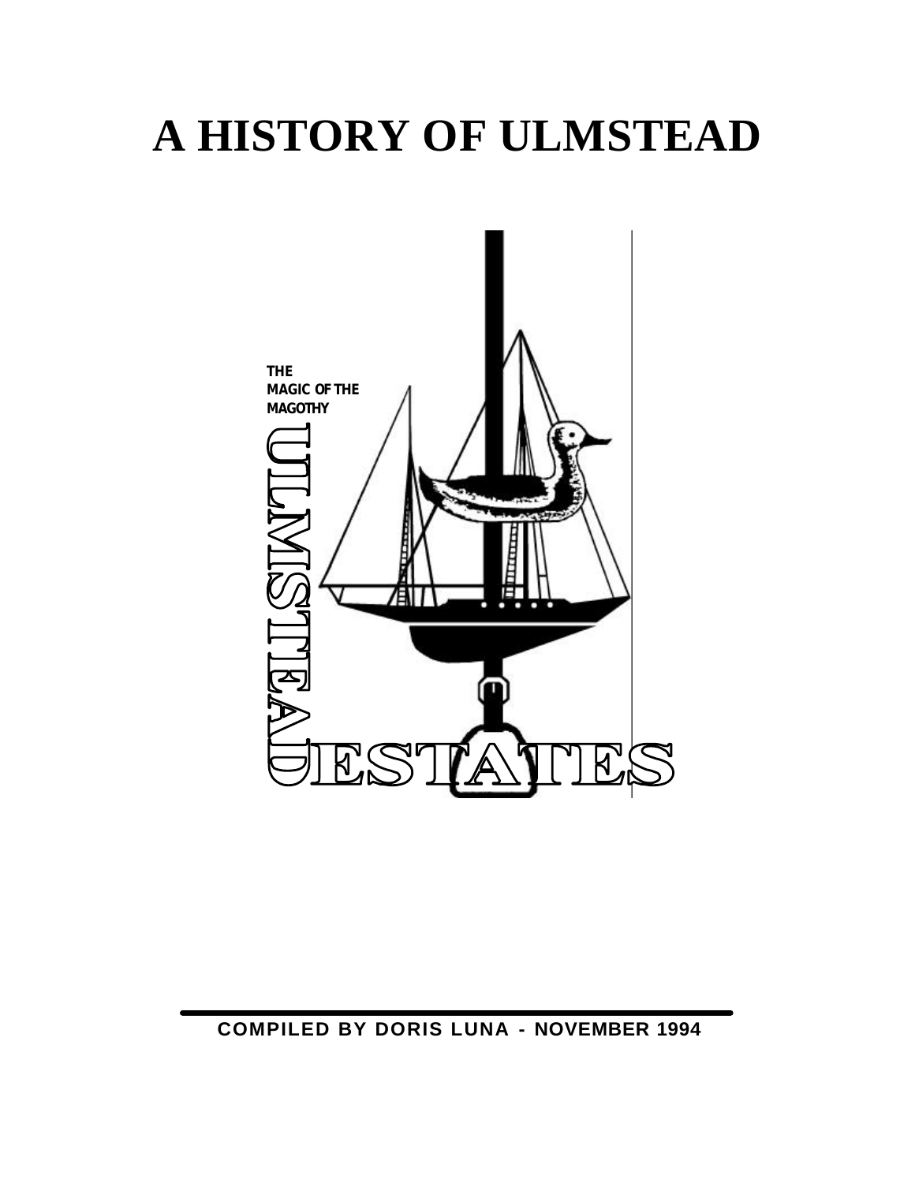# A HISTORY OF ULMSTEAD

THE
MAGIC OF THE
MAGOTHY

ULMSTEAD ESTATES

**COMPILED BY DORIS LUNA - NOVEMBER 1994**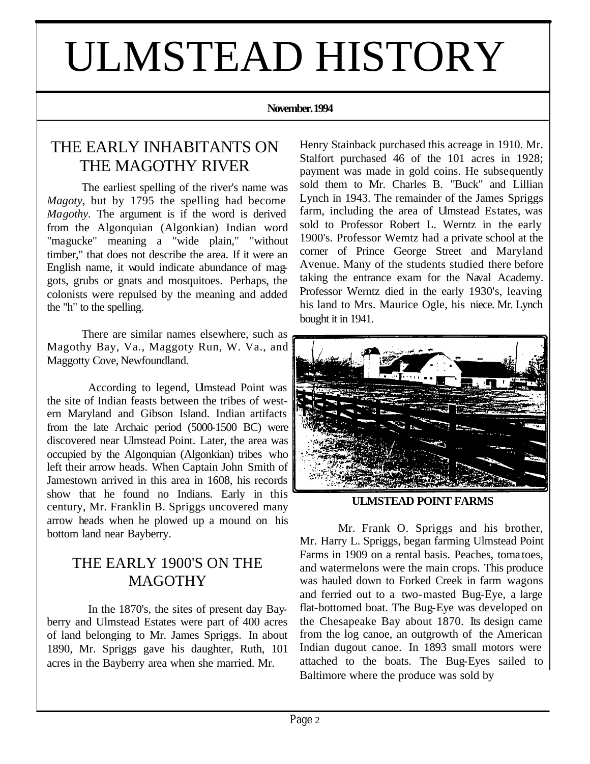# ULMSTEAD HISTORY

**November. 1994**

## THE EARLY INHABITANTS ON THE MAGOTHY RIVER

The earliest spelling of the river's name was *Magoty*, but by 1795 the spelling had become *Magothy*. The argument is if the word is derived from the Algonquian (Algonkian) Indian word "magucke" meaning a "wide plain," "without timber," that does not describe the area. If it were an English name, it would indicate abundance of maggots, grubs or gnats and mosquitoes. Perhaps, the colonists were repulsed by the meaning and added the "h" to the spelling.

There are similar names elsewhere, such as Magothy Bay, Va., Maggoty Run, W. Va., and Maggotty Cove, Newfoundland.

According to legend, Ulmstead Point was the site of Indian feasts between the tribes of western Maryland and Gibson Island. Indian artifacts from the late Archaic period (5000-1500 BC) were discovered near Ulmstead Point. Later, the area was occupied by the Algonquian (Algonkian) tribes who left their arrow heads. When Captain John Smith of Jamestown arrived in this area in 1608, his records show that he found no Indians. Early in this century, Mr. Franklin B. Spriggs uncovered many arrow heads when he plowed up a mound on his bottom land near Bayberry.

## THE EARLY 1900'S ON THE MAGOTHY

In the 1870's, the sites of present day Bayberry and Ulmstead Estates were part of 400 acres of land belonging to Mr. James Spriggs. In about 1890, Mr. Spriggs gave his daughter, Ruth, 101 acres in the Bayberry area when she married. Mr. Henry Stainback purchased this acreage in 1910. Mr. Stalfort purchased 46 of the 101 acres in 1928; payment was made in gold coins. He subsequently sold them to Mr. Charles B. "Buck" and Lillian Lynch in 1943. The remainder of the James Spriggs farm, including the area of Ulmstead Estates, was sold to Professor Robert L. Werntz in the early 1900's. Professor Wemtz had a private school at the corner of Prince George Street and Maryland Avenue. Many of the students studied there before taking the entrance exam for the Naval Academy. Professor Werntz died in the early 1930's, leaving his land to Mrs. Maurice Ogle, his niece. Mr. Lynch bought it in 1941.

**ULMSTEAD POINT FARMS**

Mr. Frank O. Spriggs and his brother, Mr. Harry L. Spriggs, began farming Ulmstead Point Farms in 1909 on a rental basis. Peaches, tomatoes, and watermelons were the main crops. This produce was hauled down to Forked Creek in farm wagons and ferried out to a two-masted Bug-Eye, a large flat-bottomed boat. The Bug-Eye was developed on the Chesapeake Bay about 1870. Its design came from the log canoe, an outgrowth of the American Indian dugout canoe. In 1893 small motors were attached to the boats. The Bug-Eyes sailed to Baltimore where the produce was sold by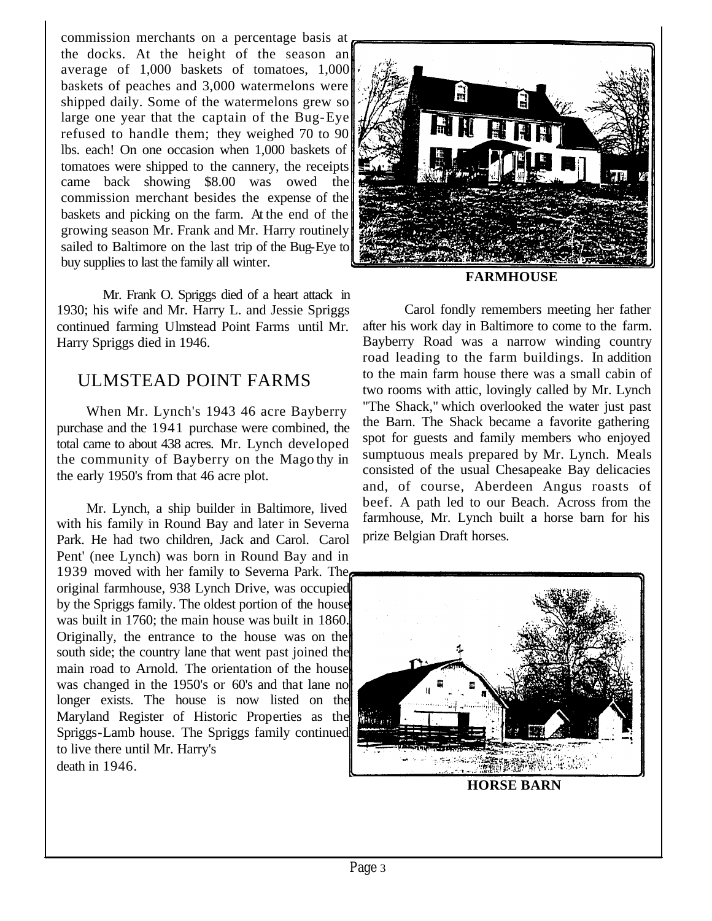commission merchants on a percentage basis at the docks. At the height of the season an average of 1,000 baskets of tomatoes, 1,000 baskets of peaches and 3,000 watermelons were shipped daily. Some of the watermelons grew so large one year that the captain of the Bug-Eye refused to handle them; they weighed 70 to 90 lbs. each! On one occasion when 1,000 baskets of tomatoes were shipped to the cannery, the receipts came back showing $8.00 was owed the commission merchant besides the expense of the baskets and picking on the farm. At the end of the growing season Mr. Frank and Mr. Harry routinely sailed to Baltimore on the last trip of the Bug-Eye to buy supplies to last the family all winter.

Mr. Frank O. Spriggs died of a heart attack in 1930; his wife and Mr. Harry L. and Jessie Spriggs continued farming Ulmstead Point Farms until Mr. Harry Spriggs died in 1946.

## ULMSTEAD POINT FARMS

When Mr. Lynch's 1943 46 acre Bayberry purchase and the 1941 purchase were combined, the total came to about 438 acres. Mr. Lynch developed the community of Bayberry on the Mago thy in the early 1950's from that 46 acre plot.

Mr. Lynch, a ship builder in Baltimore, lived with his family in Round Bay and later in Severna Park. He had two children, Jack and Carol. Carol Pent' (nee Lynch) was born in Round Bay and in 1939 moved with her family to Severna Park. The original farmhouse, 938 Lynch Drive, was occupied by the Spriggs family. The oldest portion of the house was built in 1760; the main house was built in 1860. Originally, the entrance to the house was on the south side; the country lane that went past joined the main road to Arnold. The orientation of the house was changed in the 1950's or 60's and that lane no longer exists. The house is now listed on the Maryland Register of Historic Properties as the Spriggs-Lamb house. The Spriggs family continued to live there until Mr. Harry's death in 1946.

**FARMHOUSE**

Carol fondly remembers meeting her father after his work day in Baltimore to come to the farm. Bayberry Road was a narrow winding country road leading to the farm buildings. In addition to the main farm house there was a small cabin of two rooms with attic, lovingly called by Mr. Lynch "The Shack," which overlooked the water just past the Barn. The Shack became a favorite gathering spot for guests and family members who enjoyed sumptuous meals prepared by Mr. Lynch. Meals consisted of the usual Chesapeake Bay delicacies and, of course, Aberdeen Angus roasts of beef. A path led to our Beach. Across from the farmhouse, Mr. Lynch built a horse barn for his prize Belgian Draft horses.

**HORSE BARN**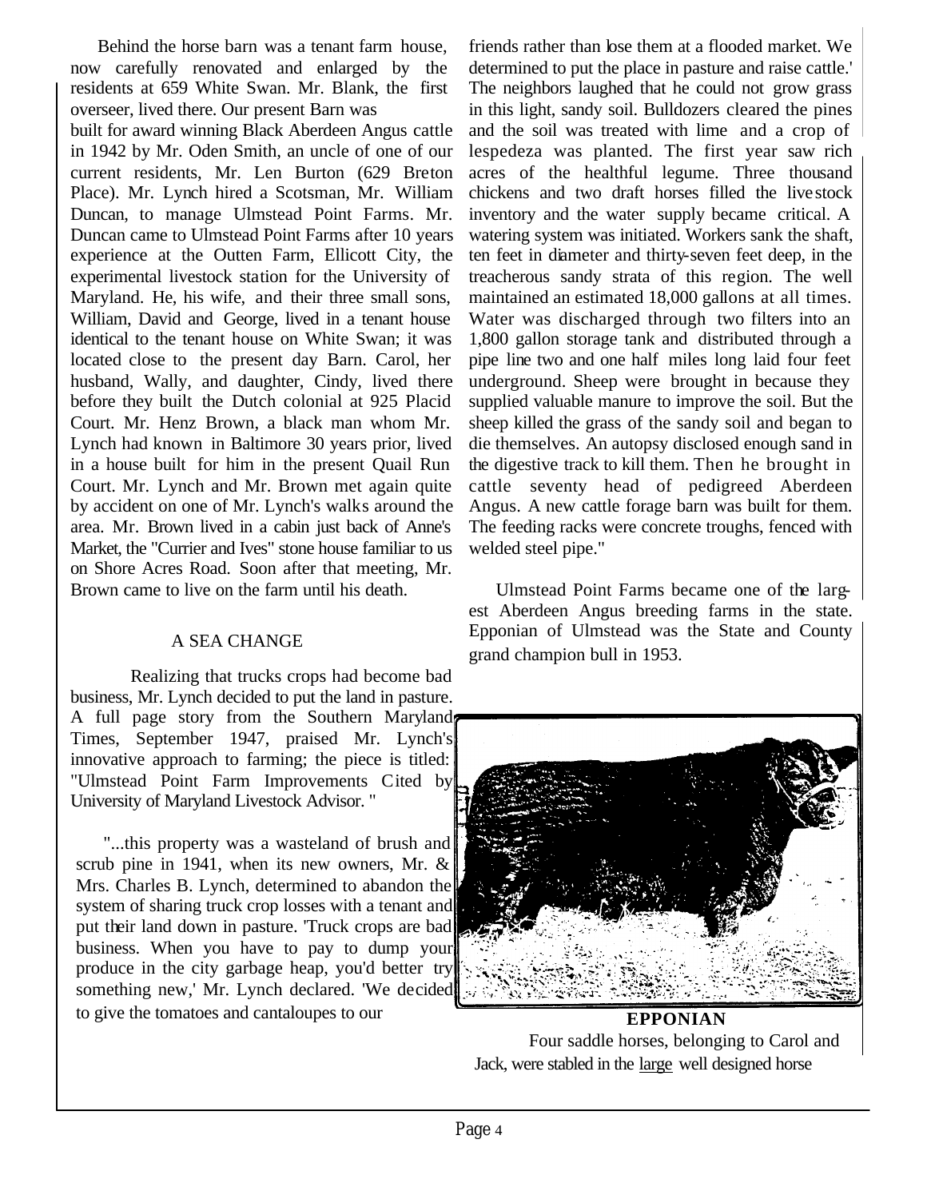Behind the horse barn was a tenant farm house, now carefully renovated and enlarged by the residents at 659 White Swan. Mr. Blank, the first overseer, lived there. Our present Barn was built for award winning Black Aberdeen Angus cattle in 1942 by Mr. Oden Smith, an uncle of one of our current residents, Mr. Len Burton (629 Breton Place). Mr. Lynch hired a Scotsman, Mr. William Duncan, to manage Ulmstead Point Farms. Mr. Duncan came to Ulmstead Point Farms after 10 years experience at the Outten Farm, Ellicott City, the experimental livestock station for the University of Maryland. He, his wife, and their three small sons, William, David and George, lived in a tenant house identical to the tenant house on White Swan; it was located close to the present day Barn. Carol, her husband, Wally, and daughter, Cindy, lived there before they built the Dutch colonial at 925 Placid Court. Mr. Henz Brown, a black man whom Mr. Lynch had known in Baltimore 30 years prior, lived in a house built for him in the present Quail Run Court. Mr. Lynch and Mr. Brown met again quite by accident on one of Mr. Lynch's walks around the area. Mr. Brown lived in a cabin just back of Anne's Market, the "Currier and Ives" stone house familiar to us on Shore Acres Road. Soon after that meeting, Mr. Brown came to live on the farm until his death.

## A SEA CHANGE

Realizing that trucks crops had become bad business, Mr. Lynch decided to put the land in pasture. A full page story from the Southern Maryland Times, September 1947, praised Mr. Lynch's innovative approach to farming; the piece is titled: "Ulmstead Point Farm Improvements Cited by University of Maryland Livestock Advisor. "

"...this property was a wasteland of brush and scrub pine in 1941, when its new owners, Mr. & Mrs. Charles B. Lynch, determined to abandon the system of sharing truck crop losses with a tenant and put their land down in pasture. 'Truck crops are bad business. When you have to pay to dump your produce in the city garbage heap, you'd better try something new,' Mr. Lynch declared. 'We decided to give the tomatoes and cantaloupes to our friends rather than lose them at a flooded market. We determined to put the place in pasture and raise cattle.' The neighbors laughed that he could not grow grass in this light, sandy soil. Bulldozers cleared the pines and the soil was treated with lime and a crop of lespedeza was planted. The first year saw rich acres of the healthful legume. Three thousand chickens and two draft horses filled the live stock inventory and the water supply became critical. A watering system was initiated. Workers sank the shaft, ten feet in diameter and thirty-seven feet deep, in the treacherous sandy strata of this region. The well maintained an estimated 18,000 gallons at all times. Water was discharged through two filters into an 1,800 gallon storage tank and distributed through a pipe line two and one half miles long laid four feet underground. Sheep were brought in because they supplied valuable manure to improve the soil. But the sheep killed the grass of the sandy soil and began to die themselves. An autopsy disclosed enough sand in the digestive track to kill them. Then he brought in cattle seventy head of pedigreed Aberdeen Angus. A new cattle forage barn was built for them. The feeding racks were concrete troughs, fenced with welded steel pipe."

Ulmstead Point Farms became one of the largest Aberdeen Angus breeding farms in the state. Epponian of Ulmstead was the State and County grand champion bull in 1953.

**EPPONIAN**

Four saddle horses, belonging to Carol and Jack, were stabled in the large well designed horse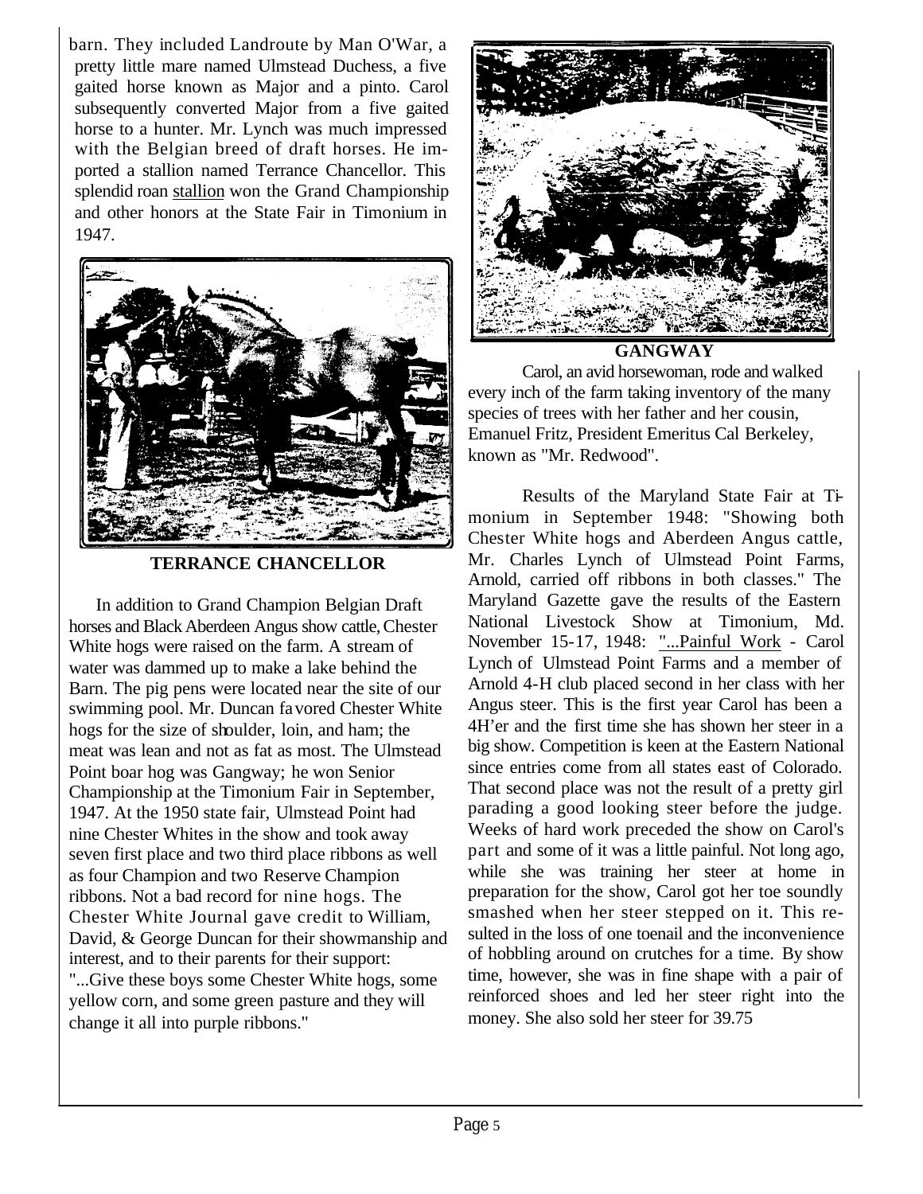barn. They included Landroute by Man O'War, a pretty little mare named Ulmstead Duchess, a five gaited horse known as Major and a pinto. Carol subsequently converted Major from a five gaited horse to a hunter. Mr. Lynch was much impressed with the Belgian breed of draft horses. He imported a stallion named Terrance Chancellor. This splendid roan stallion won the Grand Championship and other honors at the State Fair in Timonium in 1947.

**TERRANCE CHANCELLOR**

In addition to Grand Champion Belgian Draft horses and Black Aberdeen Angus show cattle, Chester White hogs were raised on the farm. A stream of water was dammed up to make a lake behind the Barn. The pig pens were located near the site of our swimming pool. Mr. Duncan favored Chester White hogs for the size of shoulder, loin, and ham; the meat was lean and not as fat as most. The Ulmstead Point boar hog was Gangway; he won Senior Championship at the Timonium Fair in September, 1947. At the 1950 state fair, Ulmstead Point had nine Chester Whites in the show and took away seven first place and two third place ribbons as well as four Champion and two Reserve Champion ribbons. Not a bad record for nine hogs. The Chester White Journal gave credit to William, David, & George Duncan for their showmanship and interest, and to their parents for their support: "...Give these boys some Chester White hogs, some yellow corn, and some green pasture and they will change it all into purple ribbons."

**GANGWAY**

Carol, an avid horsewoman, rode and walked every inch of the farm taking inventory of the many species of trees with her father and her cousin, Emanuel Fritz, President Emeritus Cal Berkeley, known as "Mr. Redwood".

Results of the Maryland State Fair at Timonium in September 1948: "Showing both Chester White hogs and Aberdeen Angus cattle, Mr. Charles Lynch of Ulmstead Point Farms, Arnold, carried off ribbons in both classes." The Maryland Gazette gave the results of the Eastern National Livestock Show at Timonium, Md. November 15-17, 1948: "...Painful Work - Carol Lynch of Ulmstead Point Farms and a member of Arnold 4-H club placed second in her class with her Angus steer. This is the first year Carol has been a 4H'er and the first time she has shown her steer in a big show. Competition is keen at the Eastern National since entries come from all states east of Colorado. That second place was not the result of a pretty girl parading a good looking steer before the judge. Weeks of hard work preceded the show on Carol's part and some of it was a little painful. Not long ago, while she was training her steer at home in preparation for the show, Carol got her toe soundly smashed when her steer stepped on it. This resulted in the loss of one toenail and the inconvenience of hobbling around on crutches for a time. By show time, however, she was in fine shape with a pair of reinforced shoes and led her steer right into the money. She also sold her steer for 39.75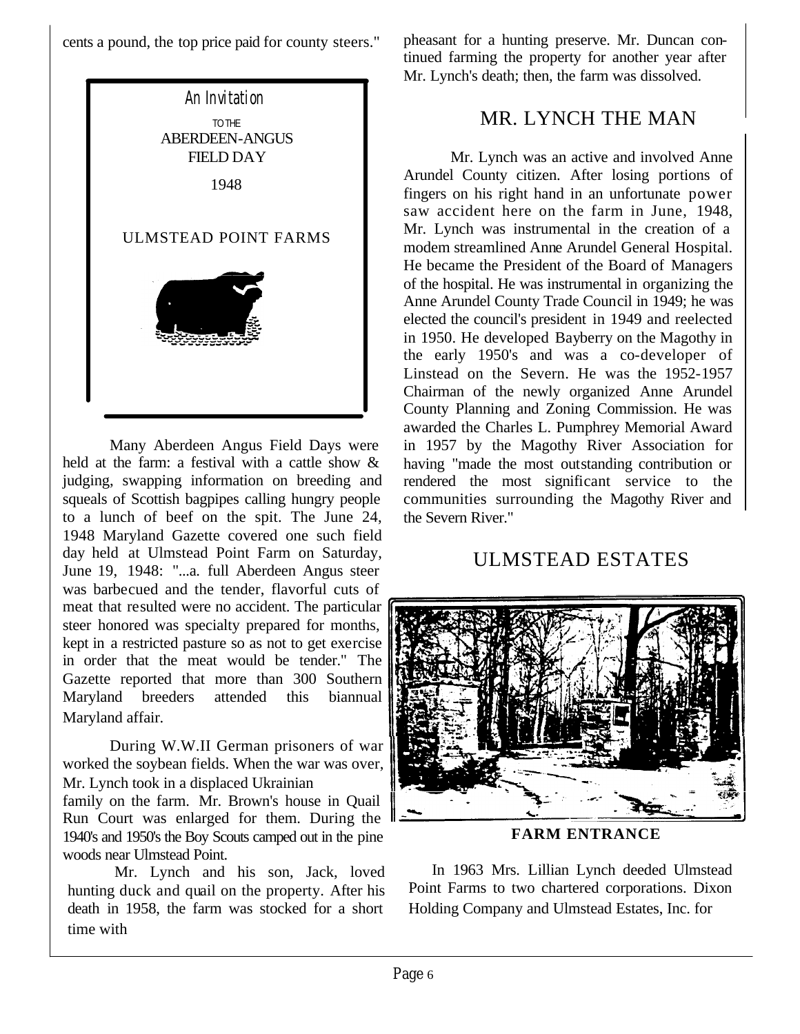cents a pound, the top price paid for county steers."

An Invitation

TO THE

ABERDEEN-ANGUS FIELD DAY

1948

ULMSTEAD POINT FARMS

Many Aberdeen Angus Field Days were held at the farm: a festival with a cattle show & judging, swapping information on breeding and squeals of Scottish bagpipes calling hungry people to a lunch of beef on the spit. The June 24, 1948 Maryland Gazette covered one such field day held at Ulmstead Point Farm on Saturday, June 19, 1948: "...a. full Aberdeen Angus steer was barbecued and the tender, flavorful cuts of meat that resulted were no accident. The particular steer honored was specialty prepared for months, kept in a restricted pasture so as not to get exercise in order that the meat would be tender." The Gazette reported that more than 300 Southern Maryland breeders attended this biannual Maryland affair.

During W.W.II German prisoners of war worked the soybean fields. When the war was over, Mr. Lynch took in a displaced Ukrainian family on the farm. Mr. Brown's house in Quail Run Court was enlarged for them. During the 1940's and 1950's the Boy Scouts camped out in the pine woods near Ulmstead Point.

Mr. Lynch and his son, Jack, loved hunting duck and quail on the property. After his death in 1958, the farm was stocked for a short time with pheasant for a hunting preserve. Mr. Duncan continued farming the property for another year after Mr. Lynch's death; then, the farm was dissolved.

## MR. LYNCH THE MAN

Mr. Lynch was an active and involved Anne Arundel County citizen. After losing portions of fingers on his right hand in an unfortunate power saw accident here on the farm in June, 1948, Mr. Lynch was instrumental in the creation of a modem streamlined Anne Arundel General Hospital. He became the President of the Board of Managers of the hospital. He was instrumental in organizing the Anne Arundel County Trade Council in 1949; he was elected the council's president in 1949 and reelected in 1950. He developed Bayberry on the Magothy in the early 1950's and was a co-developer of Linstead on the Severn. He was the 1952-1957 Chairman of the newly organized Anne Arundel County Planning and Zoning Commission. He was awarded the Charles L. Pumphrey Memorial Award in 1957 by the Magothy River Association for having "made the most outstanding contribution or rendered the most significant service to the communities surrounding the Magothy River and the Severn River."

## ULMSTEAD ESTATES

**FARM ENTRANCE**

In 1963 Mrs. Lillian Lynch deeded Ulmstead Point Farms to two chartered corporations. Dixon Holding Company and Ulmstead Estates, Inc. for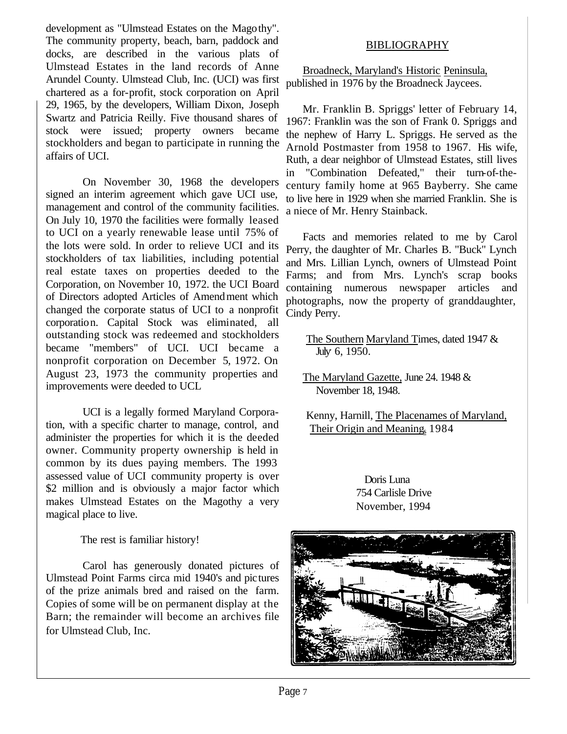development as "Ulmstead Estates on the Magothy". The community property, beach, barn, paddock and docks, are described in the various plats of Ulmstead Estates in the land records of Anne Arundel County. Ulmstead Club, Inc. (UCI) was first chartered as a for-profit, stock corporation on April 29, 1965, by the developers, William Dixon, Joseph Swartz and Patricia Reilly. Five thousand shares of stock were issued; property owners became stockholders and began to participate in running the affairs of UCI.

On November 30, 1968 the developers signed an interim agreement which gave UCI use, management and control of the community facilities. On July 10, 1970 the facilities were formally leased to UCI on a yearly renewable lease until 75% of the lots were sold. In order to relieve UCI and its stockholders of tax liabilities, including potential real estate taxes on properties deeded to the Corporation, on November 10, 1972. the UCI Board of Directors adopted Articles of Amendment which changed the corporate status of UCI to a nonprofit corporation. Capital Stock was eliminated, all outstanding stock was redeemed and stockholders became "members" of UCI. UCI became a nonprofit corporation on December 5, 1972. On August 23, 1973 the community properties and improvements were deeded to UCL

UCI is a legally formed Maryland Corporation, with a specific charter to manage, control, and administer the properties for which it is the deeded owner. Community property ownership is held in common by its dues paying members. The 1993 assessed value of UCI community property is over $2 million and is obviously a major factor which makes Ulmstead Estates on the Magothy a very magical place to live.

The rest is familiar history!

Carol has generously donated pictures of Ulmstead Point Farms circa mid 1940's and pictures of the prize animals bred and raised on the farm. Copies of some will be on permanent display at the Barn; the remainder will become an archives file for Ulmstead Club, Inc.

## BIBLIOGRAPHY

Broadneck, Maryland's Historic Peninsula, published in 1976 by the Broadneck Jaycees.

Mr. Franklin B. Spriggs' letter of February 14, 1967: Franklin was the son of Frank 0. Spriggs and the nephew of Harry L. Spriggs. He served as the Arnold Postmaster from 1958 to 1967. His wife, Ruth, a dear neighbor of Ulmstead Estates, still lives in "Combination Defeated," their turn-of-the-century family home at 965 Bayberry. She came to live here in 1929 when she married Franklin. She is a niece of Mr. Henry Stainback.

Facts and memories related to me by Carol Perry, the daughter of Mr. Charles B. "Buck" Lynch and Mrs. Lillian Lynch, owners of Ulmstead Point Farms; and from Mrs. Lynch's scrap books containing numerous newspaper articles and photographs, now the property of granddaughter, Cindy Perry.

The Southern Maryland Times, dated 1947 & July 6, 1950.

The Maryland Gazette, June 24. 1948 & November 18, 1948.

Kenny, Harnill, The Placenames of Maryland, Their Origin and Meaning, 1984

Doris Luna
754 Carlisle Drive
November, 1994